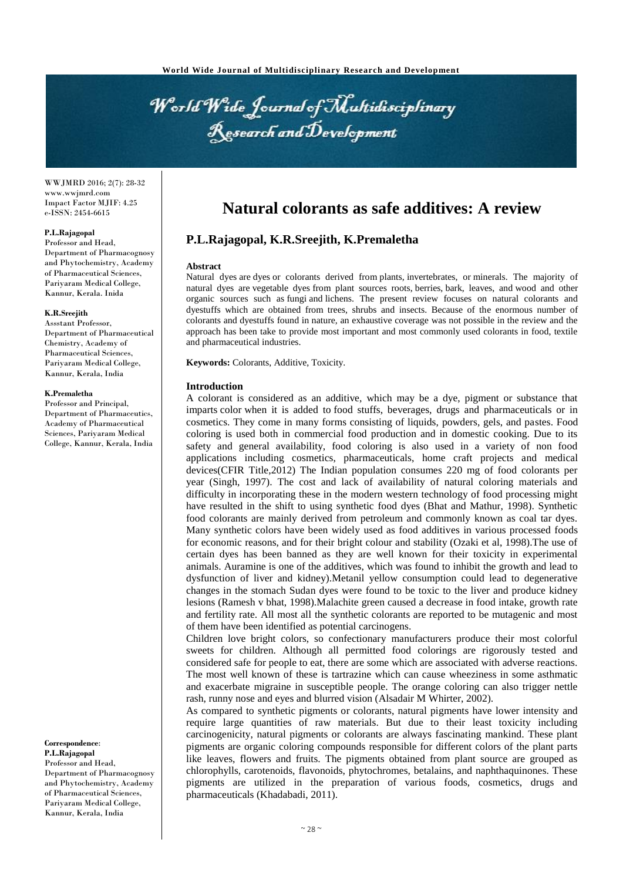# Natural colorants as safe additives: A review

## P.L.Rajagopal, K.R.Sreejith, K.Premaletha

WWJMRD 2016; 2(7): 28-32
www.wwjmrd.com
Impact Factor MJIF: 4.25
e-ISSN: 2454-6615

**P.L.Rajagopal**
Professor and Head, Department of Pharmacognosy and Phytochemistry, Academy of Pharmaceutical Sciences, Pariyaram Medical College, Kannur, Kerala. Inida

**K.R.Sreejith**
Assstant Professor, Department of Pharmaceutical Chemistry, Academy of Pharmaceutical Sciences, Pariyaram Medical College, Kannur, Kerala, India

**K.Premaletha**
Professor and Principal, Department of Pharmaceutics, Academy of Pharmaceutical Sciences, Pariyaram Medical College, Kannur, Kerala, India

**Correspondence**:
**P.L.Rajagopal**
Professor and Head, Department of Pharmacognosy and Phytochemistry, Academy of Pharmaceutical Sciences, Pariyaram Medical College, Kannur, Kerala, India

**Abstract**

Natural dyes are dyes or colorants derived from plants, invertebrates, or minerals. The majority of natural dyes are vegetable dyes from plant sources roots, berries, bark, leaves, and wood and other organic sources such as fungi and lichens. The present review focuses on natural colorants and dyestuffs which are obtained from trees, shrubs and insects. Because of the enormous number of colorants and dyestuffs found in nature, an exhaustive coverage was not possible in the review and the approach has been take to provide most important and most commonly used colorants in food, textile and pharmaceutical industries.

**Keywords:** Colorants, Additive, Toxicity.

**Introduction**

A colorant is considered as an additive, which may be a dye, pigment or substance that imparts color when it is added to food stuffs, beverages, drugs and pharmaceuticals or in cosmetics. They come in many forms consisting of liquids, powders, gels, and pastes. Food coloring is used both in commercial food production and in domestic cooking. Due to its safety and general availability, food coloring is also used in a variety of non food applications including cosmetics, pharmaceuticals, home craft projects and medical devices(CFIR Title,2012) The Indian population consumes 220 mg of food colorants per year (Singh, 1997). The cost and lack of availability of natural coloring materials and difficulty in incorporating these in the modern western technology of food processing might have resulted in the shift to using synthetic food dyes (Bhat and Mathur, 1998). Synthetic food colorants are mainly derived from petroleum and commonly known as coal tar dyes. Many synthetic colors have been widely used as food additives in various processed foods for economic reasons, and for their bright colour and stability (Ozaki et al, 1998).The use of certain dyes has been banned as they are well known for their toxicity in experimental animals. Auramine is one of the additives, which was found to inhibit the growth and lead to dysfunction of liver and kidney).Metanil yellow consumption could lead to degenerative changes in the stomach Sudan dyes were found to be toxic to the liver and produce kidney lesions (Ramesh v bhat, 1998).Malachite green caused a decrease in food intake, growth rate and fertility rate. All most all the synthetic colorants are reported to be mutagenic and most of them have been identified as potential carcinogens.

Children love bright colors, so confectionary manufacturers produce their most colorful sweets for children. Although all permitted food colorings are rigorously tested and considered safe for people to eat, there are some which are associated with adverse reactions. The most well known of these is tartrazine which can cause wheeziness in some asthmatic and exacerbate migraine in susceptible people. The orange coloring can also trigger nettle rash, runny nose and eyes and blurred vision (Alsadair M Whirter, 2002).

As compared to synthetic pigments or colorants, natural pigments have lower intensity and require large quantities of raw materials. But due to their least toxicity including carcinogenicity, natural pigments or colorants are always fascinating mankind. These plant pigments are organic coloring compounds responsible for different colors of the plant parts like leaves, flowers and fruits. The pigments obtained from plant source are grouped as chlorophylls, carotenoids, flavonoids, phytochromes, betalains, and naphthaquinones. These pigments are utilized in the preparation of various foods, cosmetics, drugs and pharmaceuticals (Khadabadi, 2011).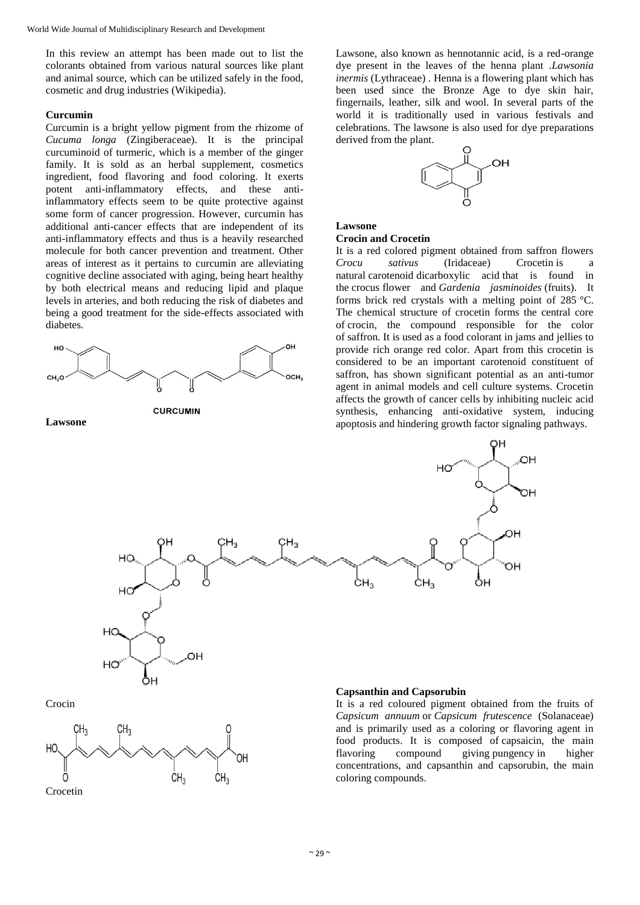In this review an attempt has been made out to list the colorants obtained from various natural sources like plant and animal source, which can be utilized safely in the food, cosmetic and drug industries (Wikipedia).

**Curcumin**

Curcumin is a bright yellow pigment from the rhizome of *Cucuma longa* (Zingiberaceae). It is the principal curcuminoid of turmeric, which is a member of the ginger family. It is sold as an herbal supplement, cosmetics ingredient, food flavoring and food coloring. It exerts potent anti-inflammatory effects, and these anti-inflammatory effects seem to be quite protective against some form of cancer progression. However, curcumin has additional anti-cancer effects that are independent of its anti-inflammatory effects and thus is a heavily researched molecule for both cancer prevention and treatment. Other areas of interest as it pertains to curcumin are alleviating cognitive decline associated with aging, being heart healthy by both electrical means and reducing lipid and plaque levels in arteries, and both reducing the risk of diabetes and being a good treatment for the side-effects associated with diabetes.

CURCUMIN

**Lawsone**

Lawsone, also known as hennotannic acid, is a red-orange dye present in the leaves of the henna plant .*Lawsonia inermis* (Lythraceae) . Henna is a flowering plant which has been used since the Bronze Age to dye skin hair, fingernails, leather, silk and wool. In several parts of the world it is traditionally used in various festivals and celebrations. The lawsone is also used for dye preparations derived from the plant.

**Lawsone**

**Crocin and Crocetin**

It is a red colored pigment obtained from saffron flowers *Crocu sativus* (Iridaceae) Crocetin is a natural carotenoid dicarboxylic acid that is found in the crocus flower and *Gardenia jasminoides* (fruits). It forms brick red crystals with a melting point of 285 °C. The chemical structure of crocetin forms the central core of crocin, the compound responsible for the color of saffron. It is used as a food colorant in jams and jellies to provide rich orange red color. Apart from this crocetin is considered to be an important carotenoid constituent of saffron, has shown significant potential as an anti-tumor agent in animal models and cell culture systems. Crocetin affects the growth of cancer cells by inhibiting nucleic acid synthesis, enhancing anti-oxidative system, inducing apoptosis and hindering growth factor signaling pathways.

Crocin

Crocetin

**Capsanthin and Capsorubin**

It is a red coloured pigment obtained from the fruits of *Capsicum annuum* or *Capsicum frutescence* (Solanaceae) and is primarily used as a coloring or flavoring agent in food products. It is composed of capsaicin, the main flavoring compound giving pungency in higher concentrations, and capsanthin and capsorubin, the main coloring compounds.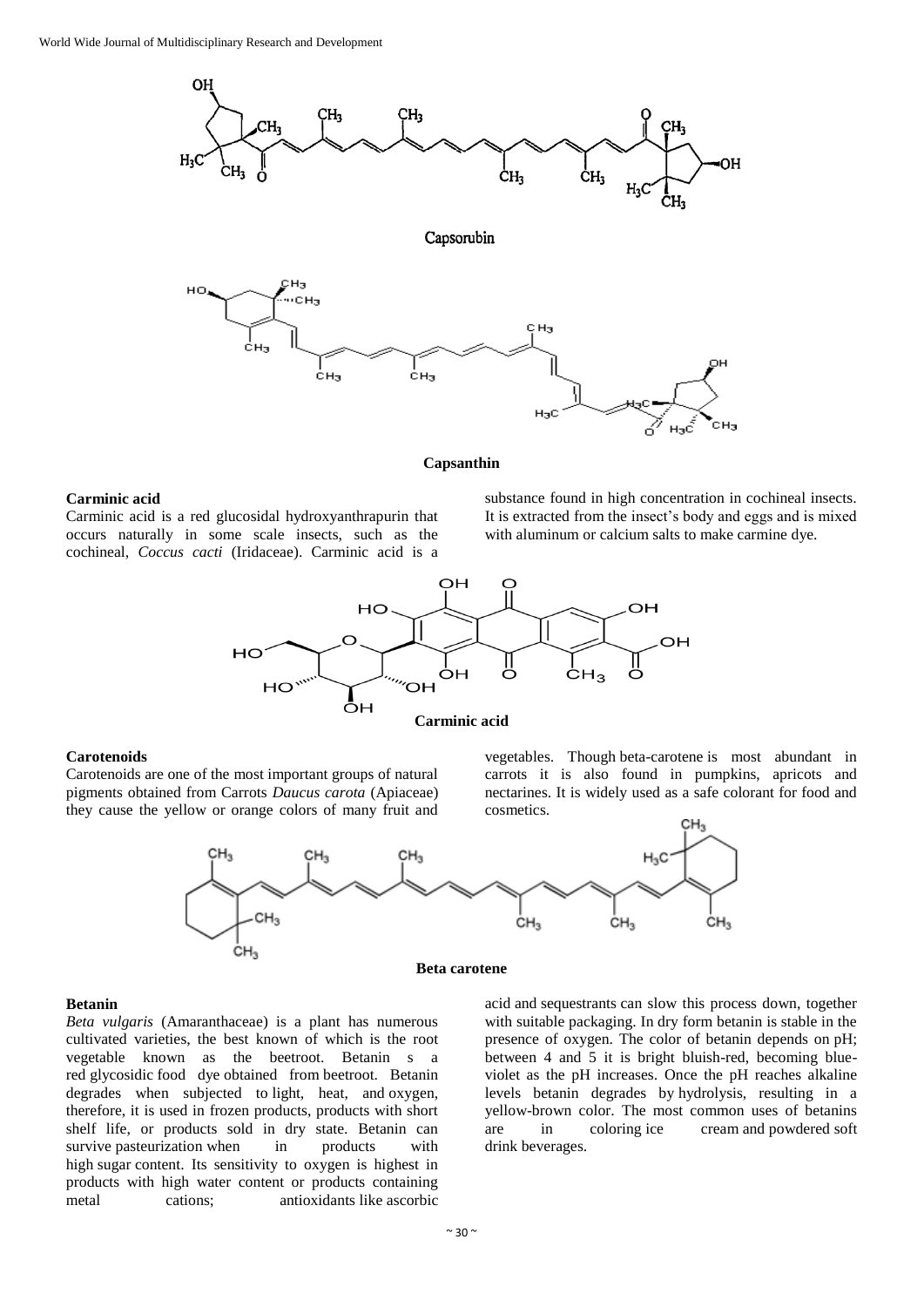Capsorubin

**Capsanthin**

**Carminic acid**

Carminic acid is a red glucosidal hydroxyanthrapurin that occurs naturally in some scale insects, such as the cochineal, *Coccus cacti* (Iridaceae). Carminic acid is a substance found in high concentration in cochineal insects. It is extracted from the insect's body and eggs and is mixed with aluminum or calcium salts to make carmine dye.

**Carminic acid**

**Carotenoids**

Carotenoids are one of the most important groups of natural pigments obtained from Carrots *Daucus carota* (Apiaceae) they cause the yellow or orange colors of many fruit and vegetables. Though beta-carotene is most abundant in carrots it is also found in pumpkins, apricots and nectarines. It is widely used as a safe colorant for food and cosmetics.

**Beta carotene**

**Betanin**

*Beta vulgaris* (Amaranthaceae) is a plant has numerous cultivated varieties, the best known of which is the root vegetable known as the beetroot. Betanin s a red glycosidic food dye obtained from beetroot. Betanin degrades when subjected to light, heat, and oxygen, therefore, it is used in frozen products, products with short shelf life, or products sold in dry state. Betanin can survive pasteurization when in products with high sugar content. Its sensitivity to oxygen is highest in products with high water content or products containing metal cations; antioxidants like ascorbic acid and sequestrants can slow this process down, together with suitable packaging. In dry form betanin is stable in the presence of oxygen. The color of betanin depends on pH; between 4 and 5 it is bright bluish-red, becoming blue-violet as the pH increases. Once the pH reaches alkaline levels betanin degrades by hydrolysis, resulting in a yellow-brown color. The most common uses of betanins are in coloring ice cream and powdered soft drink beverages.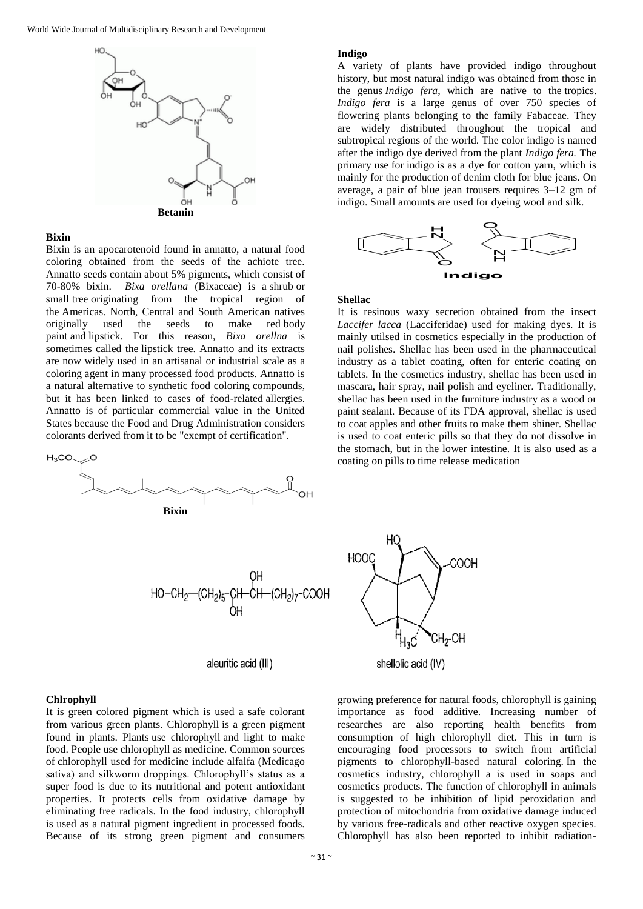**Betanin**

### Bixin

Bixin is an apocarotenoid found in annatto, a natural food coloring obtained from the seeds of the achiote tree. Annatto seeds contain about 5% pigments, which consist of 70-80% bixin. *Bixa orellana* (Bixaceae) is a shrub or small tree originating from the tropical region of the Americas. North, Central and South American natives originally used the seeds to make red body paint and lipstick. For this reason, *Bixa orellna* is sometimes called the lipstick tree. Annatto and its extracts are now widely used in an artisanal or industrial scale as a coloring agent in many processed food products. Annatto is a natural alternative to synthetic food coloring compounds, but it has been linked to cases of food-related allergies. Annatto is of particular commercial value in the United States because the Food and Drug Administration considers colorants derived from it to be "exempt of certification".

**Bixin**

### Indigo

A variety of plants have provided indigo throughout history, but most natural indigo was obtained from those in the genus *Indigo fera*, which are native to the tropics. *Indigo fera* is a large genus of over 750 species of flowering plants belonging to the family Fabaceae. They are widely distributed throughout the tropical and subtropical regions of the world. The color indigo is named after the indigo dye derived from the plant *Indigo fera.* The primary use for indigo is as a dye for cotton yarn, which is mainly for the production of denim cloth for blue jeans. On average, a pair of blue jean trousers requires 3–12 gm of indigo. Small amounts are used for dyeing wool and silk.

**Indigo**

### Shellac

It is resinous waxy secretion obtained from the insect *Laccifer lacca* (Lacciferidae) used for making dyes. It is mainly utilsed in cosmetics especially in the production of nail polishes. Shellac has been used in the pharmaceutical industry as a tablet coating, often for enteric coating on tablets. In the cosmetics industry, shellac has been used in mascara, hair spray, nail polish and eyeliner. Traditionally, shellac has been used in the furniture industry as a wood or paint sealant. Because of its FDA approval, shellac is used to coat apples and other fruits to make them shiner. Shellac is used to coat enteric pills so that they do not dissolve in the stomach, but in the lower intestine. It is also used as a coating on pills to time release medication

aleuritic acid (III)

shellolic acid (IV)

### Chlrophyll

It is green colored pigment which is used a safe colorant from various green plants. Chlorophyll is a green pigment found in plants. Plants use chlorophyll and light to make food. People use chlorophyll as medicine. Common sources of chlorophyll used for medicine include alfalfa (Medicago sativa) and silkworm droppings. Chlorophyll's status as a super food is due to its nutritional and potent antioxidant properties. It protects cells from oxidative damage by eliminating free radicals. In the food industry, chlorophyll is used as a natural pigment ingredient in processed foods. Because of its strong green pigment and consumers growing preference for natural foods, chlorophyll is gaining importance as food additive. Increasing number of researches are also reporting health benefits from consumption of high chlorophyll diet. This in turn is encouraging food processors to switch from artificial pigments to chlorophyll-based natural coloring. In the cosmetics industry, chlorophyll a is used in soaps and cosmetics products. The function of chlorophyll in animals is suggested to be inhibition of lipid peroxidation and protection of mitochondria from oxidative damage induced by various free-radicals and other reactive oxygen species. Chlorophyll has also been reported to inhibit radiation-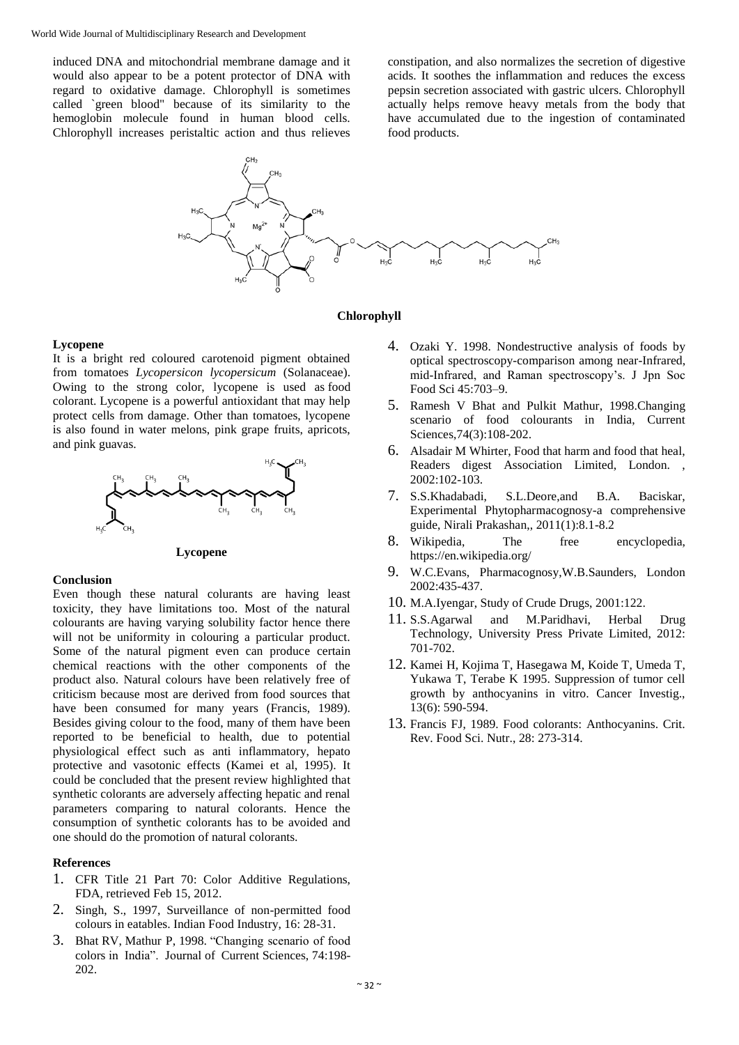induced DNA and mitochondrial membrane damage and it would also appear to be a potent protector of DNA with regard to oxidative damage. Chlorophyll is sometimes called `green blood" because of its similarity to the hemoglobin molecule found in human blood cells. Chlorophyll increases peristaltic action and thus relieves constipation, and also normalizes the secretion of digestive acids. It soothes the inflammation and reduces the excess pepsin secretion associated with gastric ulcers. Chlorophyll actually helps remove heavy metals from the body that have accumulated due to the ingestion of contaminated food products.

**Chlorophyll**

### Lycopene

It is a bright red coloured carotenoid pigment obtained from tomatoes *Lycopersicon lycopersicum* (Solanaceae). Owing to the strong color, lycopene is used as food colorant. Lycopene is a powerful antioxidant that may help protect cells from damage. Other than tomatoes, lycopene is also found in water melons, pink grape fruits, apricots, and pink guavas.

**Lycopene**

### Conclusion

Even though these natural colurants are having least toxicity, they have limitations too. Most of the natural colourants are having varying solubility factor hence there will not be uniformity in colouring a particular product. Some of the natural pigment even can produce certain chemical reactions with the other components of the product also. Natural colours have been relatively free of criticism because most are derived from food sources that have been consumed for many years (Francis, 1989). Besides giving colour to the food, many of them have been reported to be beneficial to health, due to potential physiological effect such as anti inflammatory, hepato protective and vasotonic effects (Kamei et al, 1995). It could be concluded that the present review highlighted that synthetic colorants are adversely affecting hepatic and renal parameters comparing to natural colorants. Hence the consumption of synthetic colorants has to be avoided and one should do the promotion of natural colorants.

### References

1. CFR Title 21 Part 70: Color Additive Regulations, FDA, retrieved Feb 15, 2012.
2. Singh, S., 1997, Surveillance of non-permitted food colours in eatables. Indian Food Industry, 16: 28-31.
3. Bhat RV, Mathur P, 1998. "Changing scenario of food colors in India". Journal of Current Sciences, 74:198-202.
4. Ozaki Y. 1998. Nondestructive analysis of foods by optical spectroscopy-comparison among near-Infrared, mid-Infrared, and Raman spectroscopy's. J Jpn Soc Food Sci 45:703–9.
5. Ramesh V Bhat and Pulkit Mathur, 1998.Changing scenario of food colourants in India, Current Sciences,74(3):108-202.
6. Alsadair M Whirter, Food that harm and food that heal, Readers digest Association Limited, London. , 2002:102-103.
7. S.S.Khadabadi, S.L.Deore,and B.A. Baciskar, Experimental Phytopharmacognosy-a comprehensive guide, Nirali Prakashan,, 2011(1):8.1-8.2
8. Wikipedia, The free encyclopedia, https://en.wikipedia.org/
9. W.C.Evans, Pharmacognosy,W.B.Saunders, London 2002:435-437.
10. M.A.Iyengar, Study of Crude Drugs, 2001:122.
11. S.S.Agarwal and M.Paridhavi, Herbal Drug Technology, University Press Private Limited, 2012: 701-702.
12. Kamei H, Kojima T, Hasegawa M, Koide T, Umeda T, Yukawa T, Terabe K 1995. Suppression of tumor cell growth by anthocyanins in vitro. Cancer Investig., 13(6): 590-594.
13. Francis FJ, 1989. Food colorants: Anthocyanins. Crit. Rev. Food Sci. Nutr., 28: 273-314.